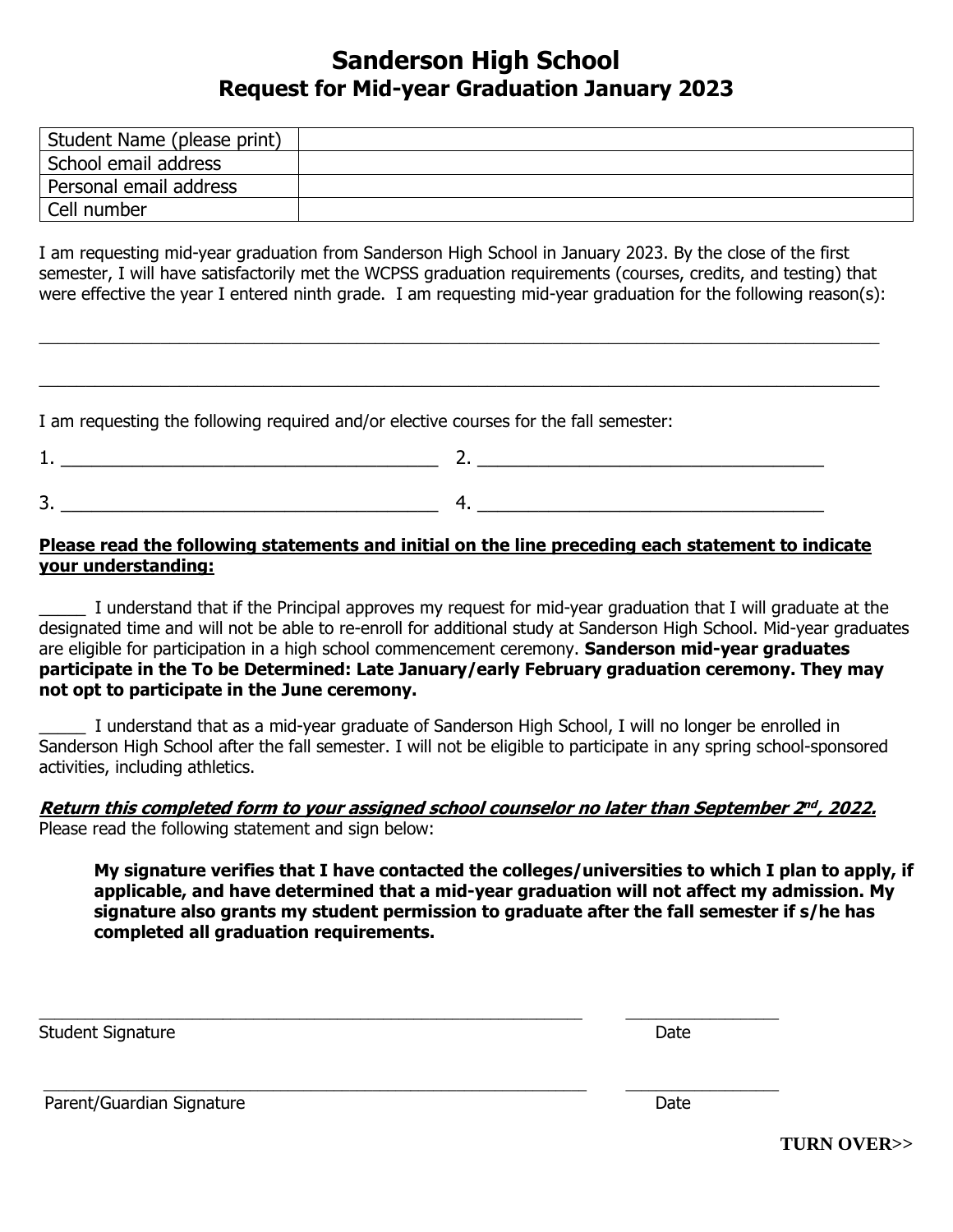# Sanderson High School
## Request for Mid-year Graduation January 2023

| Student Name (please print) | |
|---|---|
| School email address | |
| Personal email address | |
| Cell number | |

I am requesting mid-year graduation from Sanderson High School in January 2023. By the close of the first semester, I will have satisfactorily met the WCPSS graduation requirements (courses, credits, and testing) that were effective the year I entered ninth grade. I am requesting mid-year graduation for the following reason(s):

\_\_\_\_\_\_\_\_\_\_\_\_\_\_\_\_\_\_\_\_\_\_\_\_\_\_\_\_\_\_\_\_\_\_\_\_\_\_\_\_\_\_\_\_\_\_\_\_\_\_\_\_\_\_\_\_\_\_\_\_\_\_\_\_\_\_\_\_\_\_\_\_\_\_\_\_\_\_

\_\_\_\_\_\_\_\_\_\_\_\_\_\_\_\_\_\_\_\_\_\_\_\_\_\_\_\_\_\_\_\_\_\_\_\_\_\_\_\_\_\_\_\_\_\_\_\_\_\_\_\_\_\_\_\_\_\_\_\_\_\_\_\_\_\_\_\_\_\_\_\_\_\_\_\_\_\_

I am requesting the following required and/or elective courses for the fall semester:

1. \_\_\_\_\_\_\_\_\_\_\_\_\_\_\_\_\_\_\_\_\_\_\_\_\_\_\_\_\_\_\_\_\_\_\_ 2. \_\_\_\_\_\_\_\_\_\_\_\_\_\_\_\_\_\_\_\_\_\_\_\_\_\_\_\_\_\_\_\_\_\_\_

3. \_\_\_\_\_\_\_\_\_\_\_\_\_\_\_\_\_\_\_\_\_\_\_\_\_\_\_\_\_\_\_\_\_\_\_ 4. \_\_\_\_\_\_\_\_\_\_\_\_\_\_\_\_\_\_\_\_\_\_\_\_\_\_\_\_\_\_\_\_\_\_\_

**Please read the following statements and initial on the line preceding each statement to indicate your understanding:**

\_\_\_\_\_ I understand that if the Principal approves my request for mid-year graduation that I will graduate at the designated time and will not be able to re-enroll for additional study at Sanderson High School. Mid-year graduates are eligible for participation in a high school commencement ceremony. **Sanderson mid-year graduates participate in the To be Determined: Late January/early February graduation ceremony. They may not opt to participate in the June ceremony.**

\_\_\_\_\_ I understand that as a mid-year graduate of Sanderson High School, I will no longer be enrolled in Sanderson High School after the fall semester. I will not be eligible to participate in any spring school-sponsored activities, including athletics.

***Return this completed form to your assigned school counselor no later than September 2nd, 2022.***
Please read the following statement and sign below:

> **My signature verifies that I have contacted the colleges/universities to which I plan to apply, if applicable, and have determined that a mid-year graduation will not affect my admission. My signature also grants my student permission to graduate after the fall semester if s/he has completed all graduation requirements.**

\_\_\_\_\_\_\_\_\_\_\_\_\_\_\_\_\_\_\_\_\_\_\_\_\_\_\_\_\_\_\_\_\_\_\_\_\_\_\_\_\_\_\_\_\_\_\_\_\_\_ \_\_\_\_\_\_\_\_\_\_\_\_\_\_\_
Student Signature Date

\_\_\_\_\_\_\_\_\_\_\_\_\_\_\_\_\_\_\_\_\_\_\_\_\_\_\_\_\_\_\_\_\_\_\_\_\_\_\_\_\_\_\_\_\_\_\_\_\_\_ \_\_\_\_\_\_\_\_\_\_\_\_\_\_\_
Parent/Guardian Signature Date

**TURN OVER>>**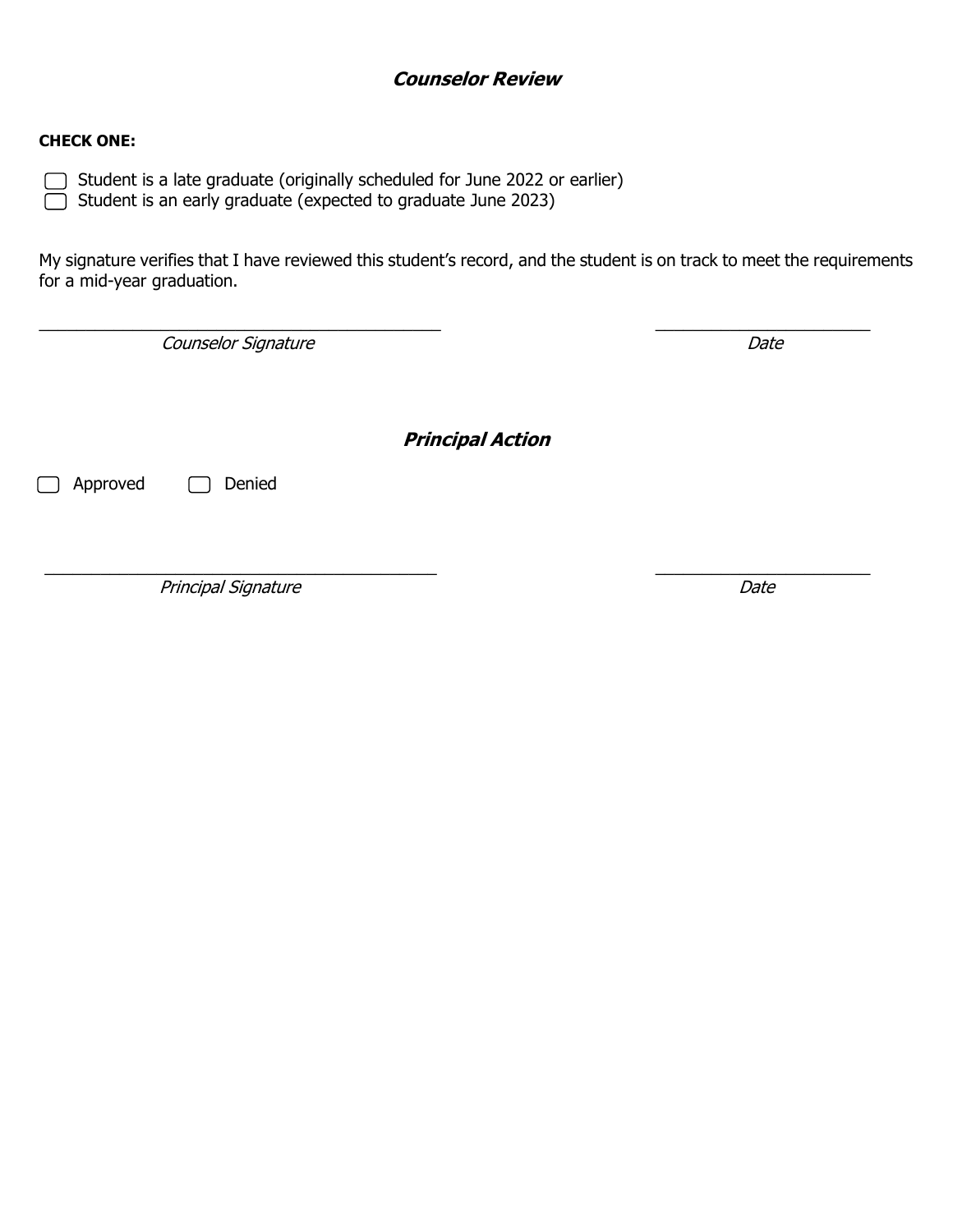## ***Counselor Review***

**CHECK ONE:**

☐ Student is a late graduate (originally scheduled for June 2022 or earlier)
☐ Student is an early graduate (expected to graduate June 2023)

My signature verifies that I have reviewed this student's record, and the student is on track to meet the requirements for a mid-year graduation.

\_\_\_\_\_\_\_\_\_\_\_\_\_\_\_\_\_\_\_\_\_\_\_\_\_\_\_\_\_\_\_\_\_\_\_\_\_\_\_\_ \_\_\_\_\_\_\_\_\_\_\_\_\_\_\_\_\_\_\_\_\_\_

*Counselor Signature* *Date*

## ***Principal Action***

☐ Approved ☐ Denied

\_\_\_\_\_\_\_\_\_\_\_\_\_\_\_\_\_\_\_\_\_\_\_\_\_\_\_\_\_\_\_\_\_\_\_\_\_\_\_\_ \_\_\_\_\_\_\_\_\_\_\_\_\_\_\_\_\_\_\_\_\_\_

*Principal Signature* *Date*